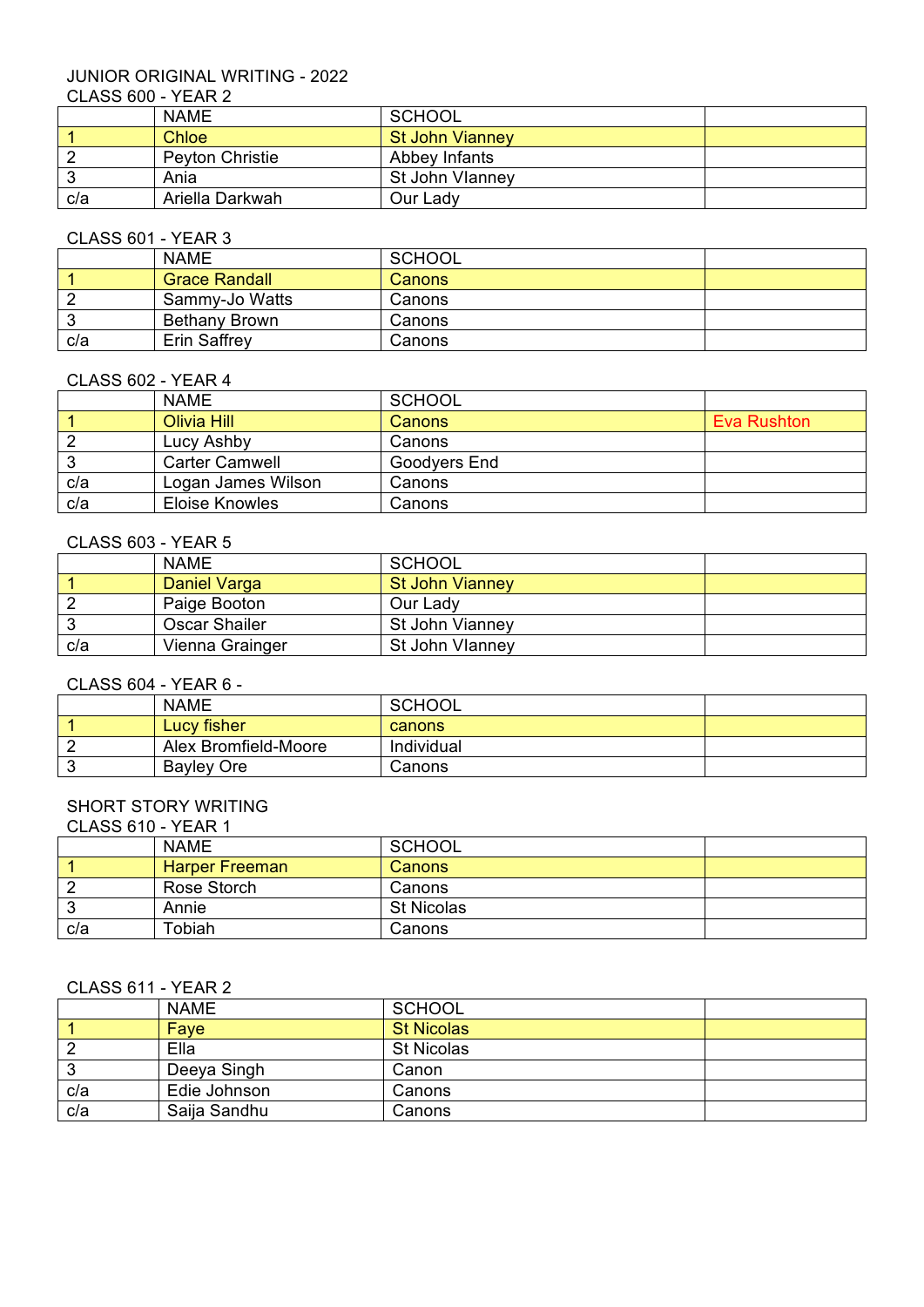JUNIOR ORIGINAL WRITING - 2022

CLASS 600 - YEAR 2

| | NAME | SCHOOL | |
|---|---|---|---|
| 1 | Chloe | St John Vianney | |
| 2 | Peyton Christie | Abbey Infants | |
| 3 | Ania | St John VIanney | |
| c/a | Ariella Darkwah | Our Lady | |

CLASS 601 - YEAR 3

| | NAME | SCHOOL | |
|---|---|---|---|
| 1 | Grace Randall | Canons | |
| 2 | Sammy-Jo Watts | Canons | |
| 3 | Bethany Brown | Canons | |
| c/a | Erin Saffrey | Canons | |

CLASS 602 - YEAR 4

| | NAME | SCHOOL | |
|---|---|---|---|
| 1 | Olivia Hill | Canons | Eva Rushton |
| 2 | Lucy Ashby | Canons | |
| 3 | Carter Camwell | Goodyers End | |
| c/a | Logan James Wilson | Canons | |
| c/a | Eloise Knowles | Canons | |

CLASS 603 - YEAR 5

| | NAME | SCHOOL | |
|---|---|---|---|
| 1 | Daniel Varga | St John Vianney | |
| 2 | Paige Booton | Our Lady | |
| 3 | Oscar Shailer | St John Vianney | |
| c/a | Vienna Grainger | St John VIanney | |

CLASS 604 - YEAR 6 -

| | NAME | SCHOOL | |
|---|---|---|---|
| 1 | Lucy fisher | canons | |
| 2 | Alex Bromfield-Moore | Individual | |
| 3 | Bayley Ore | Canons | |

SHORT STORY WRITING

CLASS 610 - YEAR 1

| | NAME | SCHOOL | |
|---|---|---|---|
| 1 | Harper Freeman | Canons | |
| 2 | Rose Storch | Canons | |
| 3 | Annie | St Nicolas | |
| c/a | Tobiah | Canons | |

CLASS 611 - YEAR 2

| | NAME | SCHOOL | |
|---|---|---|---|
| 1 | Faye | St Nicolas | |
| 2 | Ella | St Nicolas | |
| 3 | Deeya Singh | Canon | |
| c/a | Edie Johnson | Canons | |
| c/a | Saija Sandhu | Canons | |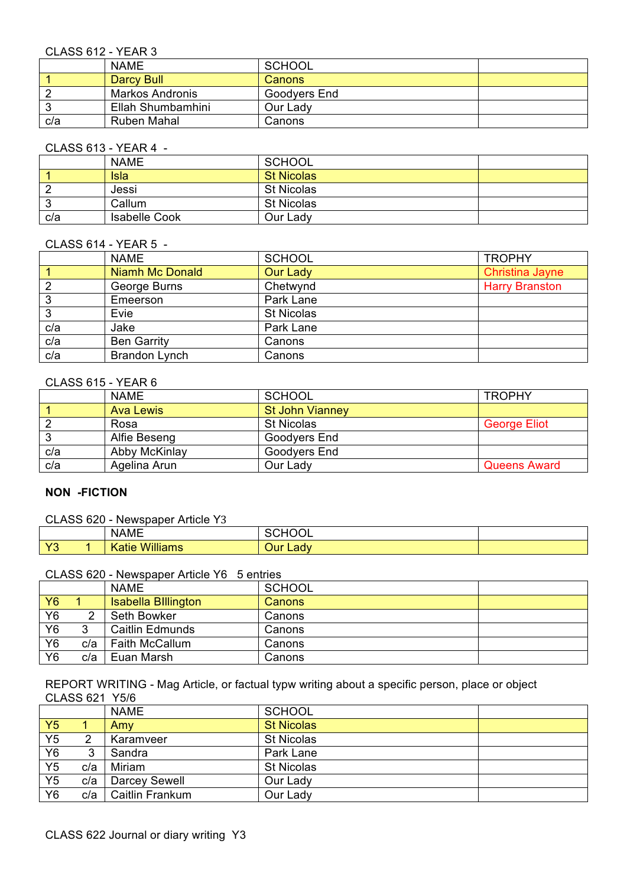CLASS 612 - YEAR 3

| | NAME | SCHOOL | |
|---|---|---|---|
| 1 | Darcy Bull | Canons | |
| 2 | Markos Andronis | Goodyers End | |
| 3 | Ellah Shumbamhini | Our Lady | |
| c/a | Ruben Mahal | Canons | |

CLASS 613 - YEAR 4 -

| | NAME | SCHOOL | |
|---|---|---|---|
| 1 | Isla | St Nicolas | |
| 2 | Jessi | St Nicolas | |
| 3 | Callum | St Nicolas | |
| c/a | Isabelle Cook | Our Lady | |

CLASS 614 - YEAR 5 -

| | NAME | SCHOOL | TROPHY |
|---|---|---|---|
| 1 | Niamh Mc Donald | Our Lady | Christina Jayne |
| 2 | George Burns | Chetwynd | Harry Branston |
| 3 | Emeerson | Park Lane | |
| 3 | Evie | St Nicolas | |
| c/a | Jake | Park Lane | |
| c/a | Ben Garrity | Canons | |
| c/a | Brandon Lynch | Canons | |

CLASS 615 - YEAR 6

| | NAME | SCHOOL | TROPHY |
|---|---|---|---|
| 1 | Ava Lewis | St John Vianney | |
| 2 | Rosa | St Nicolas | George Eliot |
| 3 | Alfie Beseng | Goodyers End | |
| c/a | Abby McKinlay | Goodyers End | |
| c/a | Agelina Arun | Our Lady | Queens Award |

**NON -FICTION**

CLASS 620 - Newspaper Article Y3

| | NAME | SCHOOL | |
|---|---|---|---|
| Y3 1 | Katie Williams | Our Lady | |

CLASS 620 - Newspaper Article Y6 5 entries

| | NAME | SCHOOL | |
|---|---|---|---|
| Y6 1 | Isabella BIllington | Canons | |
| Y6 2 | Seth Bowker | Canons | |
| Y6 3 | Caitlin Edmunds | Canons | |
| Y6 c/a | Faith McCallum | Canons | |
| Y6 c/a | Euan Marsh | Canons | |

REPORT WRITING - Mag Article, or factual typw writing about a specific person, place or object
CLASS 621 Y5/6

| | NAME | SCHOOL | |
|---|---|---|---|
| Y5 1 | Amy | St Nicolas | |
| Y5 2 | Karamveer | St Nicolas | |
| Y6 3 | Sandra | Park Lane | |
| Y5 c/a | Miriam | St Nicolas | |
| Y5 c/a | Darcey Sewell | Our Lady | |
| Y6 c/a | Caitlin Frankum | Our Lady | |

CLASS 622 Journal or diary writing Y3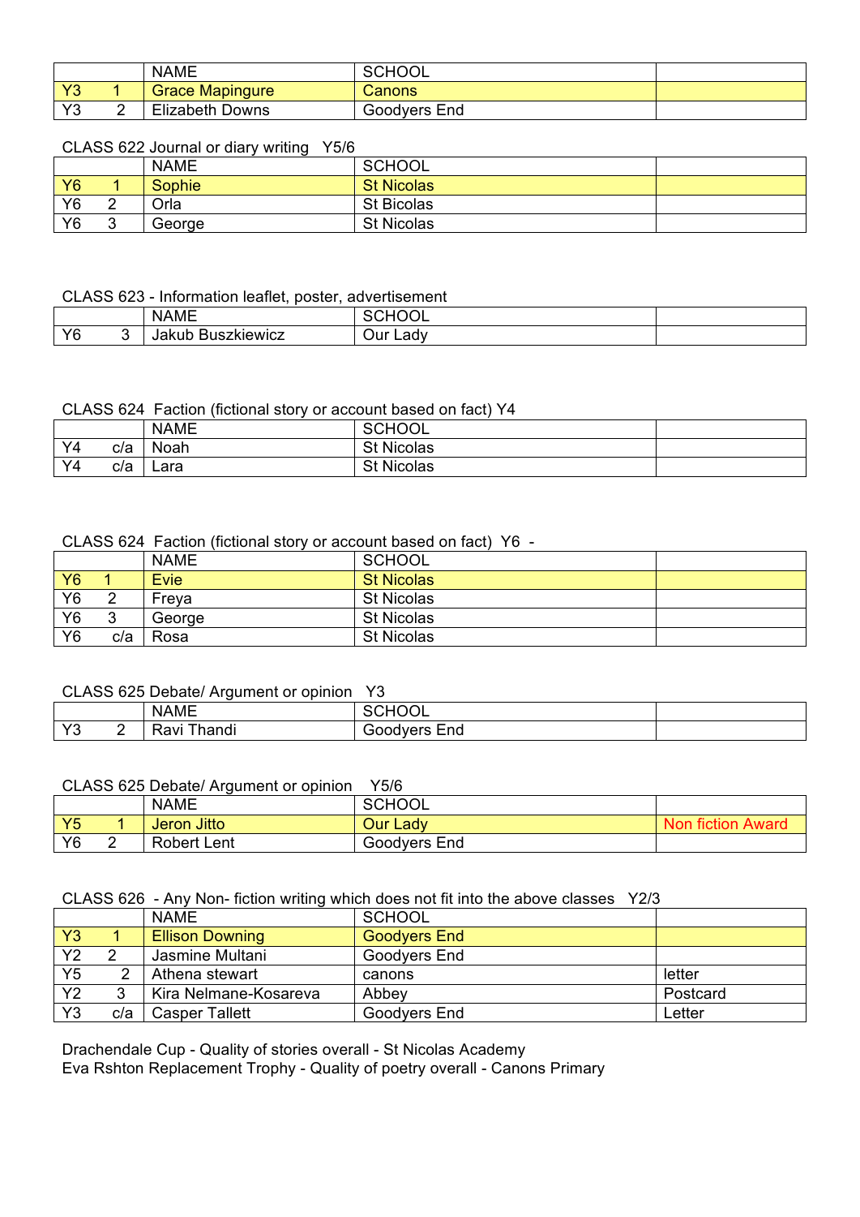| | NAME | SCHOOL | |
|---|---|---|---|
| Y3 1 | Grace Mapingure | Canons | |
| Y3 2 | Elizabeth Downs | Goodyers End | |

CLASS 622 Journal or diary writing Y5/6

| | NAME | SCHOOL | |
|---|---|---|---|
| Y6 1 | Sophie | St Nicolas | |
| Y6 2 | Orla | St Bicolas | |
| Y6 3 | George | St Nicolas | |

CLASS 623 - Information leaflet, poster, advertisement

| | NAME | SCHOOL | |
|---|---|---|---|
| Y6 3 | Jakub Buszkiewicz | Our Lady | |

CLASS 624 Faction (fictional story or account based on fact) Y4

| | NAME | SCHOOL | |
|---|---|---|---|
| Y4 c/a | Noah | St Nicolas | |
| Y4 c/a | Lara | St Nicolas | |

CLASS 624 Faction (fictional story or account based on fact) Y6 -

| | NAME | SCHOOL | |
|---|---|---|---|
| Y6 1 | Evie | St Nicolas | |
| Y6 2 | Freya | St Nicolas | |
| Y6 3 | George | St Nicolas | |
| Y6 c/a | Rosa | St Nicolas | |

CLASS 625 Debate/ Argument or opinion Y3

| | NAME | SCHOOL | |
|---|---|---|---|
| Y3 2 | Ravi Thandi | Goodyers End | |

CLASS 625 Debate/ Argument or opinion Y5/6

| | NAME | SCHOOL | |
|---|---|---|---|
| Y5 1 | Jeron Jitto | Our Lady | Non fiction Award |
| Y6 2 | Robert Lent | Goodyers End | |

CLASS 626 - Any Non- fiction writing which does not fit into the above classes Y2/3

| | NAME | SCHOOL | |
|---|---|---|---|
| Y3 1 | Ellison Downing | Goodyers End | |
| Y2 2 | Jasmine Multani | Goodyers End | |
| Y5 2 | Athena stewart | canons | letter |
| Y2 3 | Kira Nelmane-Kosareva | Abbey | Postcard |
| Y3 c/a | Casper Tallett | Goodyers End | Letter |

Drachendale Cup - Quality of stories overall - St Nicolas Academy
Eva Rshton Replacement Trophy - Quality of poetry overall - Canons Primary